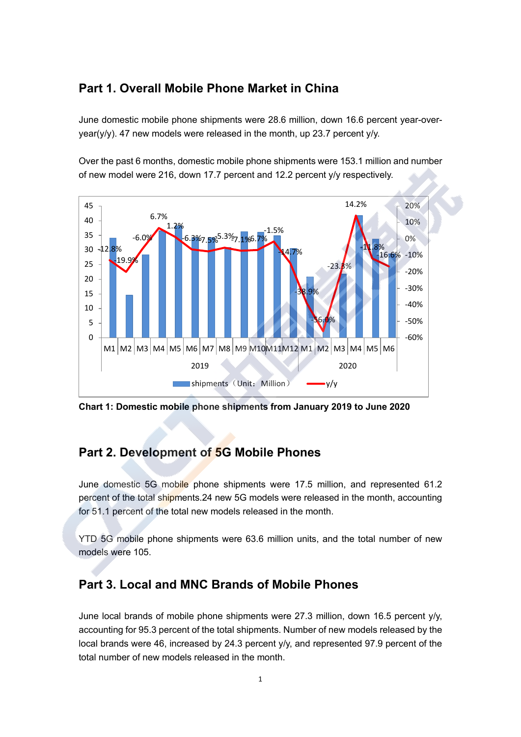## Part 1. Overall Mobile Phone Market in China

June domestic mobile phone shipments were 28.6 million, down 16.6 percent year-over-year(y/y). 47 new models were released in the month, up 23.7 percent y/y.

Over the past 6 months, domestic mobile phone shipments were 153.1 million and number of new model were 216, down 17.7 percent and 12.2 percent y/y respectively.

**Chart 1: Domestic mobile phone shipments from January 2019 to June 2020**

## Part 2. Development of 5G Mobile Phones

June domestic 5G mobile phone shipments were 17.5 million, and represented 61.2 percent of the total shipments.24 new 5G models were released in the month, accounting for 51.1 percent of the total new models released in the month.

YTD 5G mobile phone shipments were 63.6 million units, and the total number of new models were 105.

## Part 3. Local and MNC Brands of Mobile Phones

June local brands of mobile phone shipments were 27.3 million, down 16.5 percent y/y, accounting for 95.3 percent of the total shipments. Number of new models released by the local brands were 46, increased by 24.3 percent y/y, and represented 97.9 percent of the total number of new models released in the month.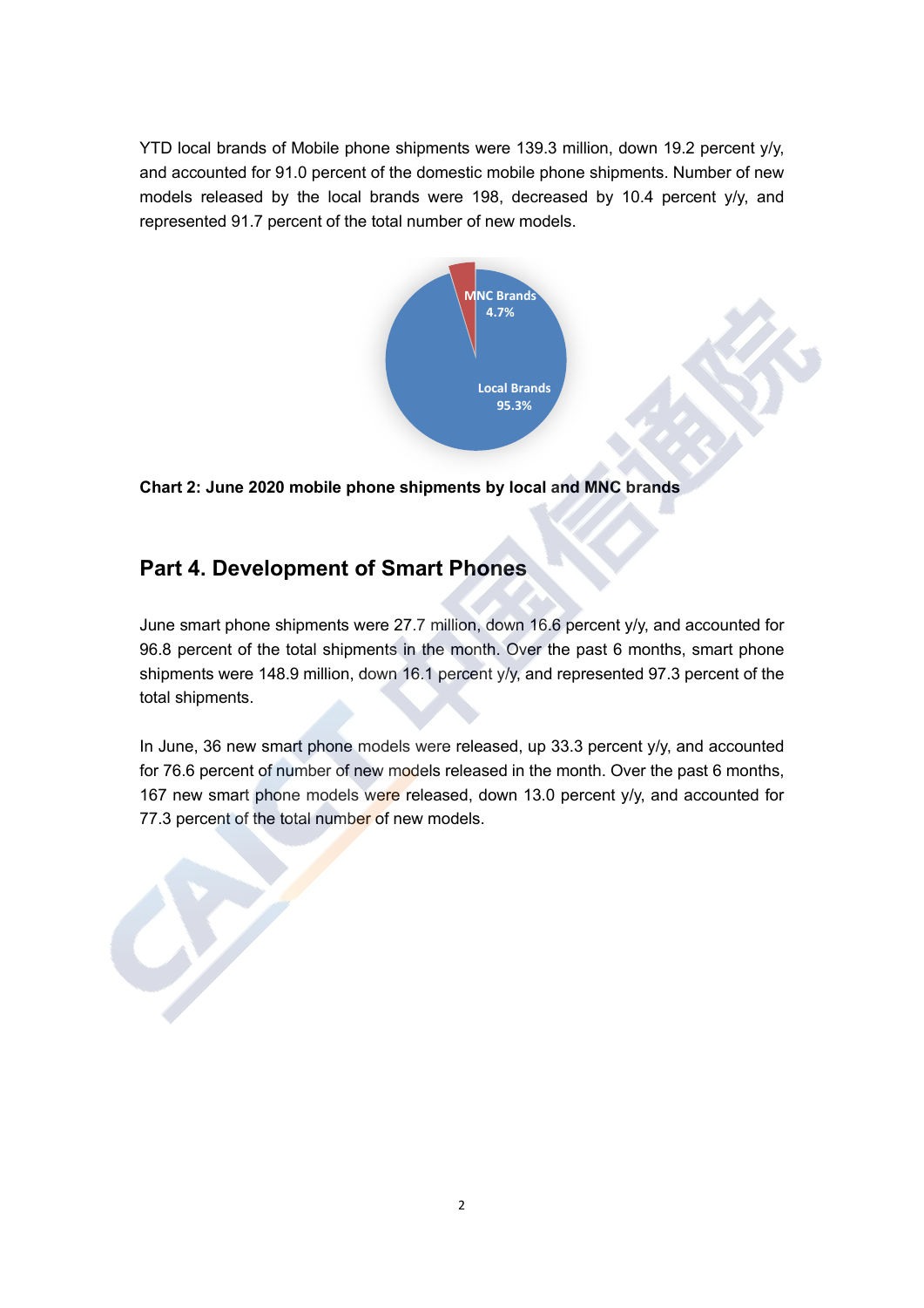YTD local brands of Mobile phone shipments were 139.3 million, down 19.2 percent y/y, and accounted for 91.0 percent of the domestic mobile phone shipments. Number of new models released by the local brands were 198, decreased by 10.4 percent y/y, and represented 91.7 percent of the total number of new models.

MNC Brands
4.7%

Local Brands
95.3%

**Chart 2: June 2020 mobile phone shipments by local and MNC brands**

## Part 4. Development of Smart Phones

June smart phone shipments were 27.7 million, down 16.6 percent y/y, and accounted for 96.8 percent of the total shipments in the month. Over the past 6 months, smart phone shipments were 148.9 million, down 16.1 percent y/y, and represented 97.3 percent of the total shipments.

In June, 36 new smart phone models were released, up 33.3 percent y/y, and accounted for 76.6 percent of number of new models released in the month. Over the past 6 months, 167 new smart phone models were released, down 13.0 percent y/y, and accounted for 77.3 percent of the total number of new models.